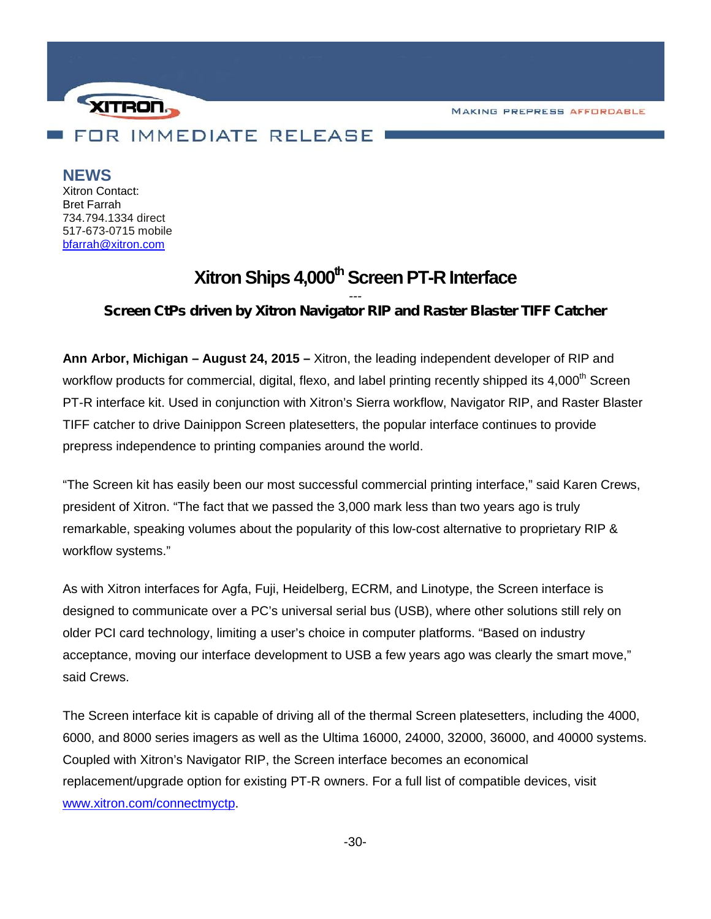XITRON

MAKING PREPRESS AFFORDABLE

FOR IMMEDIATE RELEASE

**NEWS**

Xitron Contact:
Bret Farrah
734.794.1334 direct
517-673-0715 mobile
bfarrah@xitron.com

# Xitron Ships 4,000th Screen PT-R Interface

---

## Screen CtPs driven by Xitron Navigator RIP and Raster Blaster TIFF Catcher

**Ann Arbor, Michigan – August 24, 2015 –** Xitron, the leading independent developer of RIP and workflow products for commercial, digital, flexo, and label printing recently shipped its 4,000th Screen PT-R interface kit. Used in conjunction with Xitron's Sierra workflow, Navigator RIP, and Raster Blaster TIFF catcher to drive Dainippon Screen platesetters, the popular interface continues to provide prepress independence to printing companies around the world.

"The Screen kit has easily been our most successful commercial printing interface," said Karen Crews, president of Xitron. "The fact that we passed the 3,000 mark less than two years ago is truly remarkable, speaking volumes about the popularity of this low-cost alternative to proprietary RIP & workflow systems."

As with Xitron interfaces for Agfa, Fuji, Heidelberg, ECRM, and Linotype, the Screen interface is designed to communicate over a PC's universal serial bus (USB), where other solutions still rely on older PCI card technology, limiting a user's choice in computer platforms. "Based on industry acceptance, moving our interface development to USB a few years ago was clearly the smart move," said Crews.

The Screen interface kit is capable of driving all of the thermal Screen platesetters, including the 4000, 6000, and 8000 series imagers as well as the Ultima 16000, 24000, 32000, 36000, and 40000 systems. Coupled with Xitron's Navigator RIP, the Screen interface becomes an economical replacement/upgrade option for existing PT-R owners. For a full list of compatible devices, visit www.xitron.com/connectmyctp.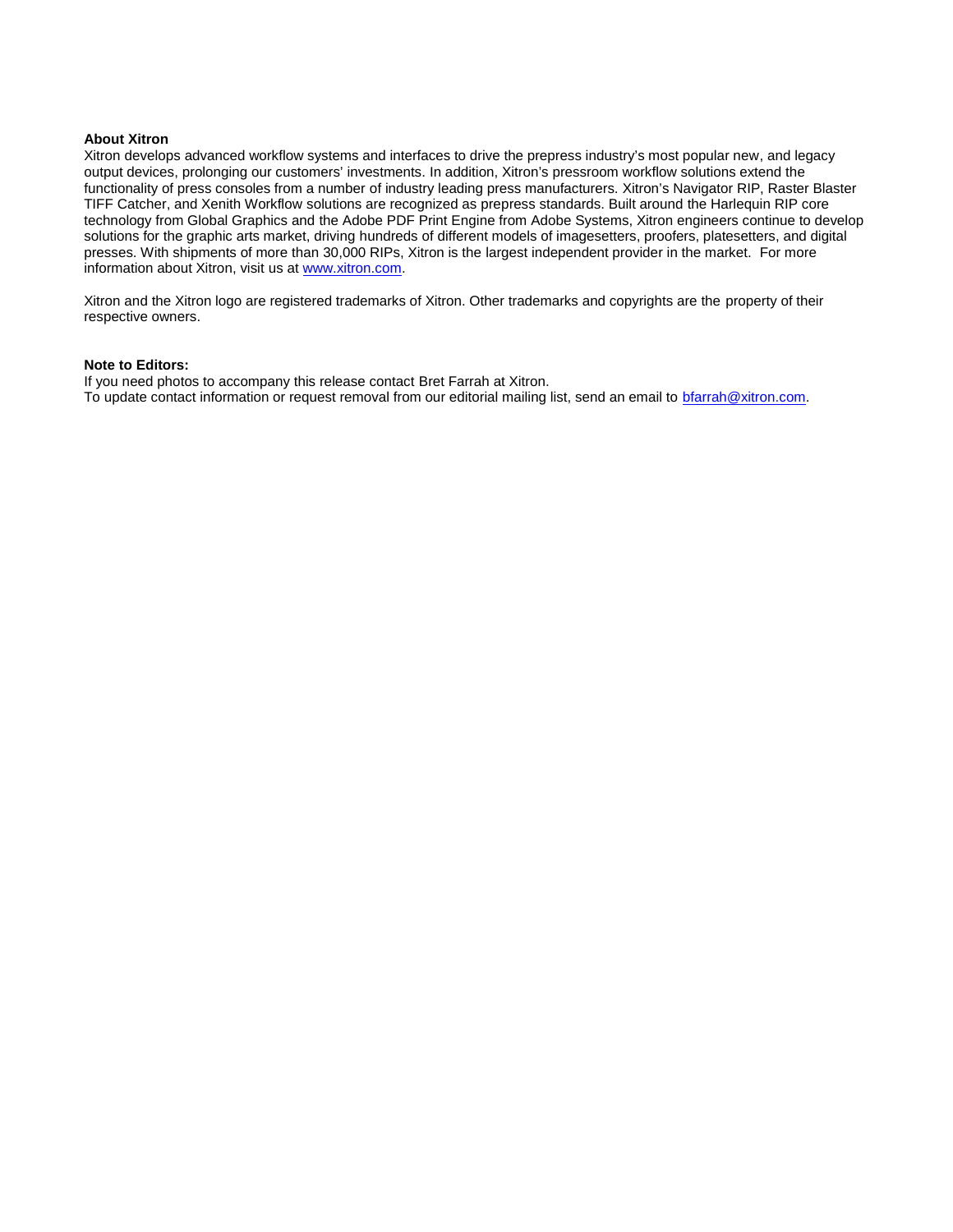**About Xitron**

Xitron develops advanced workflow systems and interfaces to drive the prepress industry's most popular new, and legacy output devices, prolonging our customers' investments. In addition, Xitron's pressroom workflow solutions extend the functionality of press consoles from a number of industry leading press manufacturers. Xitron's Navigator RIP, Raster Blaster TIFF Catcher, and Xenith Workflow solutions are recognized as prepress standards. Built around the Harlequin RIP core technology from Global Graphics and the Adobe PDF Print Engine from Adobe Systems, Xitron engineers continue to develop solutions for the graphic arts market, driving hundreds of different models of imagesetters, proofers, platesetters, and digital presses. With shipments of more than 30,000 RIPs, Xitron is the largest independent provider in the market. For more information about Xitron, visit us at [www.xitron.com](http://www.xitron.com).

Xitron and the Xitron logo are registered trademarks of Xitron. Other trademarks and copyrights are the property of their respective owners.

**Note to Editors:**

If you need photos to accompany this release contact Bret Farrah at Xitron.
To update contact information or request removal from our editorial mailing list, send an email to [bfarrah@xitron.com](mailto:bfarrah@xitron.com).